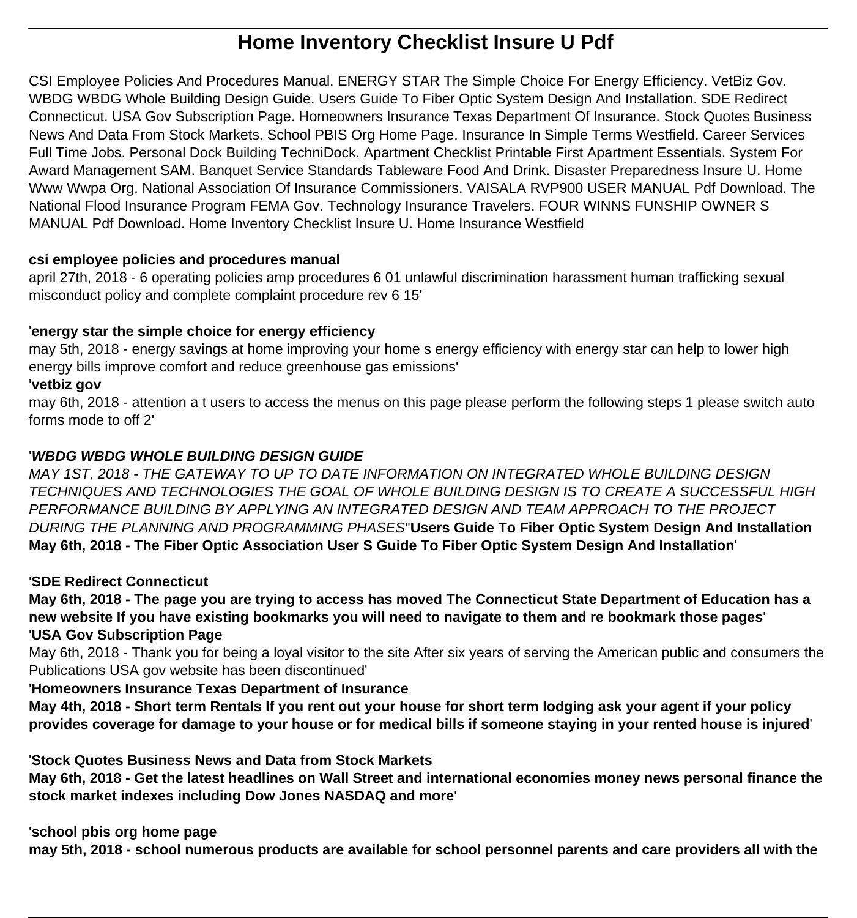# Home Inventory Checklist Insure U Pdf

CSI Employee Policies And Procedures Manual. ENERGY STAR The Simple Choice For Energy Efficiency. VetBiz Gov. WBDG WBDG Whole Building Design Guide. Users Guide To Fiber Optic System Design And Installation. SDE Redirect Connecticut. USA Gov Subscription Page. Homeowners Insurance Texas Department Of Insurance. Stock Quotes Business News And Data From Stock Markets. School PBIS Org Home Page. Insurance In Simple Terms Westfield. Career Services Full Time Jobs. Personal Dock Building TechniDock. Apartment Checklist Printable First Apartment Essentials. System For Award Management SAM. Banquet Service Standards Tableware Food And Drink. Disaster Preparedness Insure U. Home Www Wwpa Org. National Association Of Insurance Commissioners. VAISALA RVP900 USER MANUAL Pdf Download. The National Flood Insurance Program FEMA Gov. Technology Insurance Travelers. FOUR WINNS FUNSHIP OWNER S MANUAL Pdf Download. Home Inventory Checklist Insure U. Home Insurance Westfield

**csi employee policies and procedures manual**

april 27th, 2018 - 6 operating policies amp procedures 6 01 unlawful discrimination harassment human trafficking sexual misconduct policy and complete complaint procedure rev 6 15'

'**energy star the simple choice for energy efficiency**

may 5th, 2018 - energy savings at home improving your home s energy efficiency with energy star can help to lower high energy bills improve comfort and reduce greenhouse gas emissions'

'**vetbiz gov**

may 6th, 2018 - attention a t users to access the menus on this page please perform the following steps 1 please switch auto forms mode to off 2'

'***WBDG WBDG WHOLE BUILDING DESIGN GUIDE***

*MAY 1ST, 2018 - THE GATEWAY TO UP TO DATE INFORMATION ON INTEGRATED WHOLE BUILDING DESIGN TECHNIQUES AND TECHNOLOGIES THE GOAL OF WHOLE BUILDING DESIGN IS TO CREATE A SUCCESSFUL HIGH PERFORMANCE BUILDING BY APPLYING AN INTEGRATED DESIGN AND TEAM APPROACH TO THE PROJECT DURING THE PLANNING AND PROGRAMMING PHASES*''**Users Guide To Fiber Optic System Design And Installation**

**May 6th, 2018 - The Fiber Optic Association User S Guide To Fiber Optic System Design And Installation**'

'**SDE Redirect Connecticut**

**May 6th, 2018 - The page you are trying to access has moved The Connecticut State Department of Education has a new website If you have existing bookmarks you will need to navigate to them and re bookmark those pages**'

'**USA Gov Subscription Page**

May 6th, 2018 - Thank you for being a loyal visitor to the site After six years of serving the American public and consumers the Publications USA gov website has been discontinued'

'**Homeowners Insurance Texas Department of Insurance**

**May 4th, 2018 - Short term Rentals If you rent out your house for short term lodging ask your agent if your policy provides coverage for damage to your house or for medical bills if someone staying in your rented house is injured**'

'**Stock Quotes Business News and Data from Stock Markets**

**May 6th, 2018 - Get the latest headlines on Wall Street and international economies money news personal finance the stock market indexes including Dow Jones NASDAQ and more**'

'**school pbis org home page**

**may 5th, 2018 - school numerous products are available for school personnel parents and care providers all with the**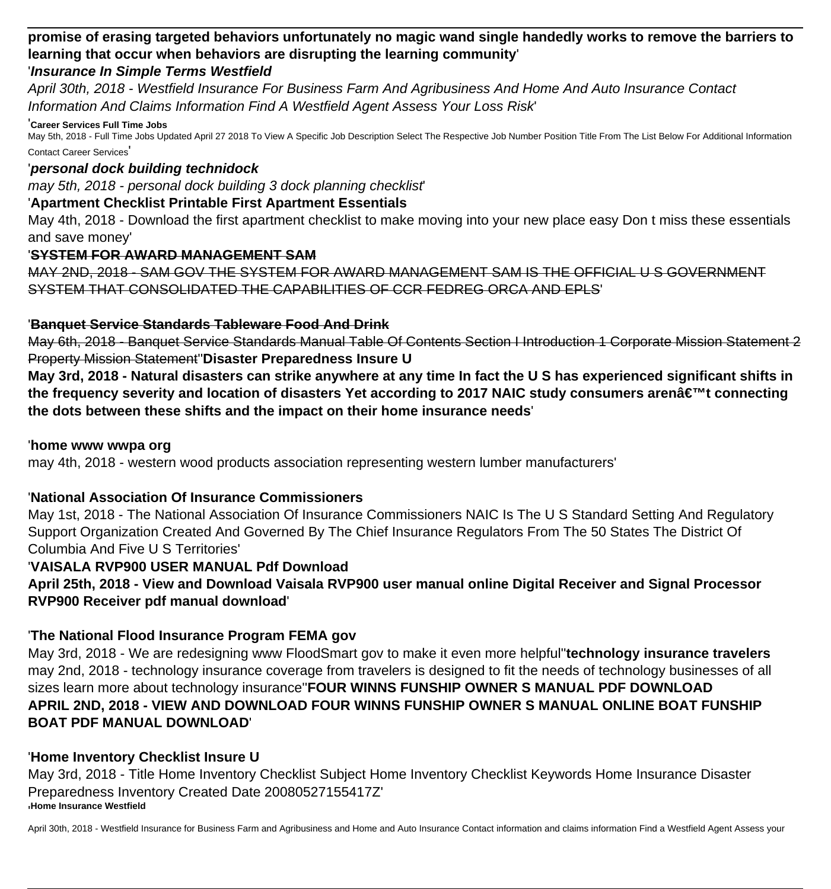**promise of erasing targeted behaviors unfortunately no magic wand single handedly works to remove the barriers to learning that occur when behaviors are disrupting the learning community**'

'***Insurance In Simple Terms Westfield***

*April 30th, 2018 - Westfield Insurance For Business Farm And Agribusiness And Home And Auto Insurance Contact Information And Claims Information Find A Westfield Agent Assess Your Loss Risk*'

'**Career Services Full Time Jobs**

May 5th, 2018 - Full Time Jobs Updated April 27 2018 To View A Specific Job Description Select The Respective Job Number Position Title From The List Below For Additional Information Contact Career Services'

'***personal dock building technidock***

*may 5th, 2018 - personal dock building 3 dock planning checklist*'

'**Apartment Checklist Printable First Apartment Essentials**

May 4th, 2018 - Download the first apartment checklist to make moving into your new place easy Don t miss these essentials and save money'

'~~**SYSTEM FOR AWARD MANAGEMENT SAM**~~

~~MAY 2ND, 2018 - SAM GOV THE SYSTEM FOR AWARD MANAGEMENT SAM IS THE OFFICIAL U S GOVERNMENT SYSTEM THAT CONSOLIDATED THE CAPABILITIES OF CCR FEDREG ORCA AND EPLS~~'

'~~**Banquet Service Standards Tableware Food And Drink**~~

~~May 6th, 2018 - Banquet Service Standards Manual Table Of Contents Section I Introduction 1 Corporate Mission Statement 2 Property Mission Statement~~''**Disaster Preparedness Insure U**

**May 3rd, 2018 - Natural disasters can strike anywhere at any time In fact the U S has experienced significant shifts in the frequency severity and location of disasters Yet according to 2017 NAIC study consumers arenâ€™t connecting the dots between these shifts and the impact on their home insurance needs**'

'**home www wwpa org**

may 4th, 2018 - western wood products association representing western lumber manufacturers'

'**National Association Of Insurance Commissioners**

May 1st, 2018 - The National Association Of Insurance Commissioners NAIC Is The U S Standard Setting And Regulatory Support Organization Created And Governed By The Chief Insurance Regulators From The 50 States The District Of Columbia And Five U S Territories'

'**VAISALA RVP900 USER MANUAL Pdf Download**

**April 25th, 2018 - View and Download Vaisala RVP900 user manual online Digital Receiver and Signal Processor RVP900 Receiver pdf manual download**'

'**The National Flood Insurance Program FEMA gov**

May 3rd, 2018 - We are redesigning www FloodSmart gov to make it even more helpful''**technology insurance travelers** may 2nd, 2018 - technology insurance coverage from travelers is designed to fit the needs of technology businesses of all sizes learn more about technology insurance''**FOUR WINNS FUNSHIP OWNER S MANUAL PDF DOWNLOAD APRIL 2ND, 2018 - VIEW AND DOWNLOAD FOUR WINNS FUNSHIP OWNER S MANUAL ONLINE BOAT FUNSHIP BOAT PDF MANUAL DOWNLOAD**'

'**Home Inventory Checklist Insure U**

May 3rd, 2018 - Title Home Inventory Checklist Subject Home Inventory Checklist Keywords Home Insurance Disaster Preparedness Inventory Created Date 20080527155417Z'

'**Home Insurance Westfield**

April 30th, 2018 - Westfield Insurance for Business Farm and Agribusiness and Home and Auto Insurance Contact information and claims information Find a Westfield Agent Assess your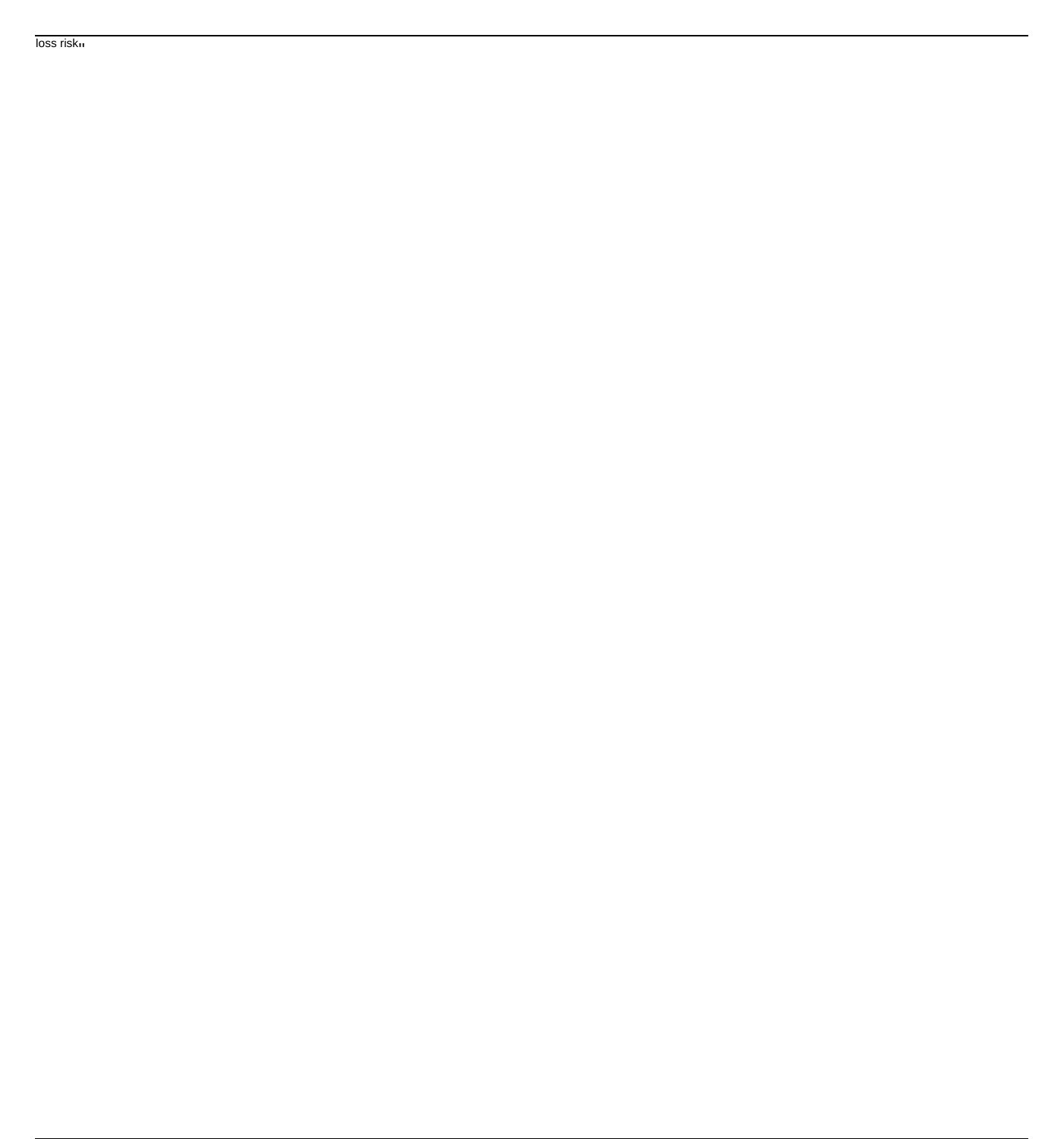loss risk,,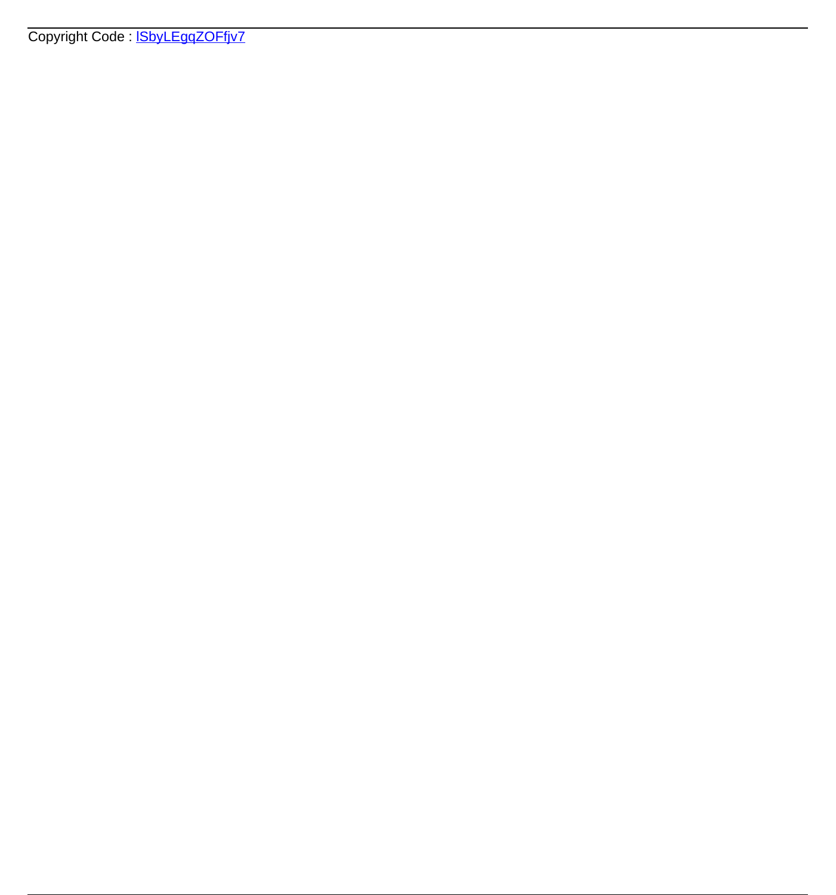Copyright Code : lSbyLEgqZOFfjv7